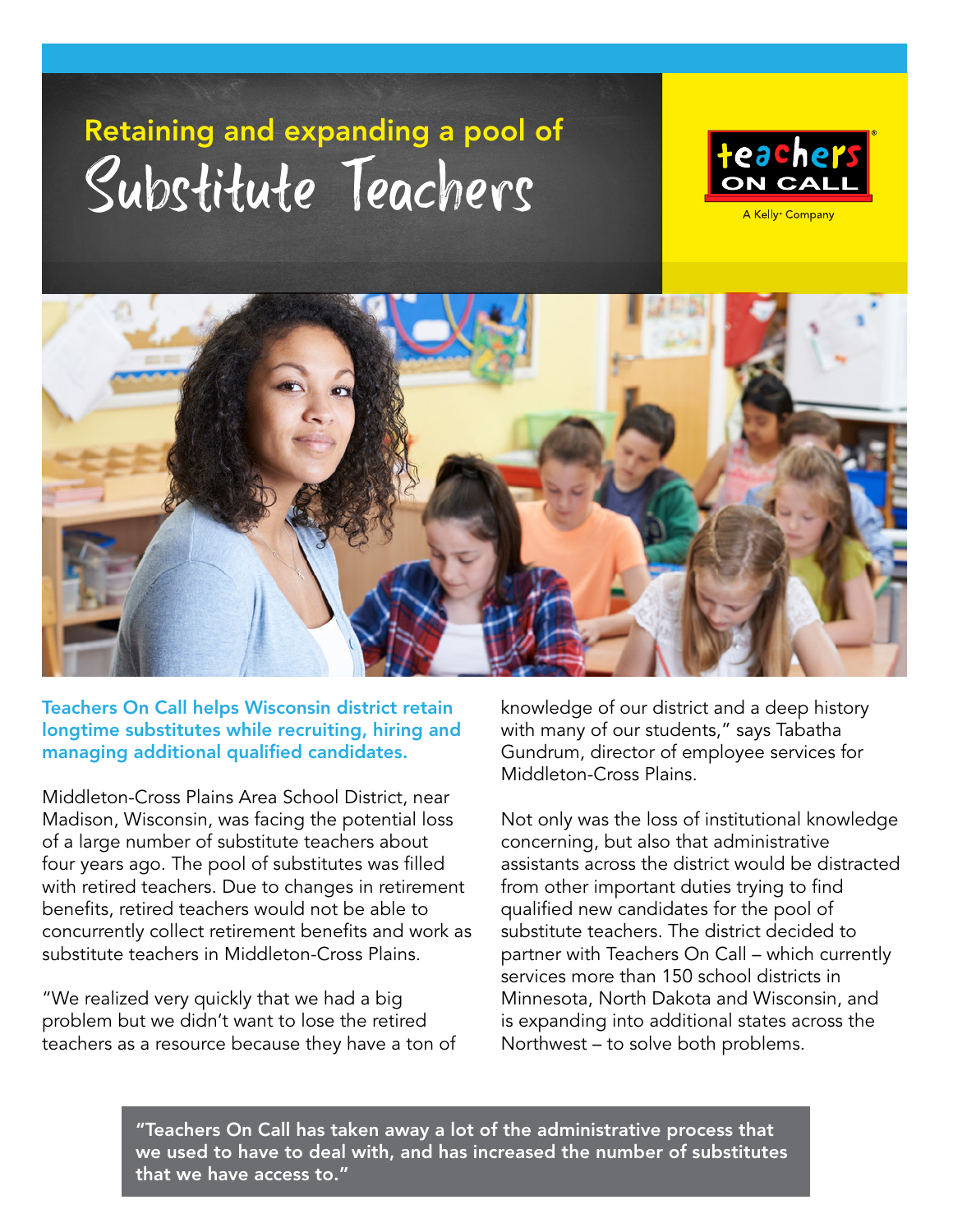# Retaining and expanding a pool of Substitute Teachers

teachers ON CALL
A Kelly® Company

**Teachers On Call helps Wisconsin district retain longtime substitutes while recruiting, hiring and managing additional qualified candidates.**

Middleton-Cross Plains Area School District, near Madison, Wisconsin, was facing the potential loss of a large number of substitute teachers about four years ago. The pool of substitutes was filled with retired teachers. Due to changes in retirement benefits, retired teachers would not be able to concurrently collect retirement benefits and work as substitute teachers in Middleton-Cross Plains.

"We realized very quickly that we had a big problem but we didn't want to lose the retired teachers as a resource because they have a ton of knowledge of our district and a deep history with many of our students," says Tabatha Gundrum, director of employee services for Middleton-Cross Plains.

Not only was the loss of institutional knowledge concerning, but also that administrative assistants across the district would be distracted from other important duties trying to find qualified new candidates for the pool of substitute teachers. The district decided to partner with Teachers On Call – which currently services more than 150 school districts in Minnesota, North Dakota and Wisconsin, and is expanding into additional states across the Northwest – to solve both problems.

> **"Teachers On Call has taken away a lot of the administrative process that we used to have to deal with, and has increased the number of substitutes that we have access to."**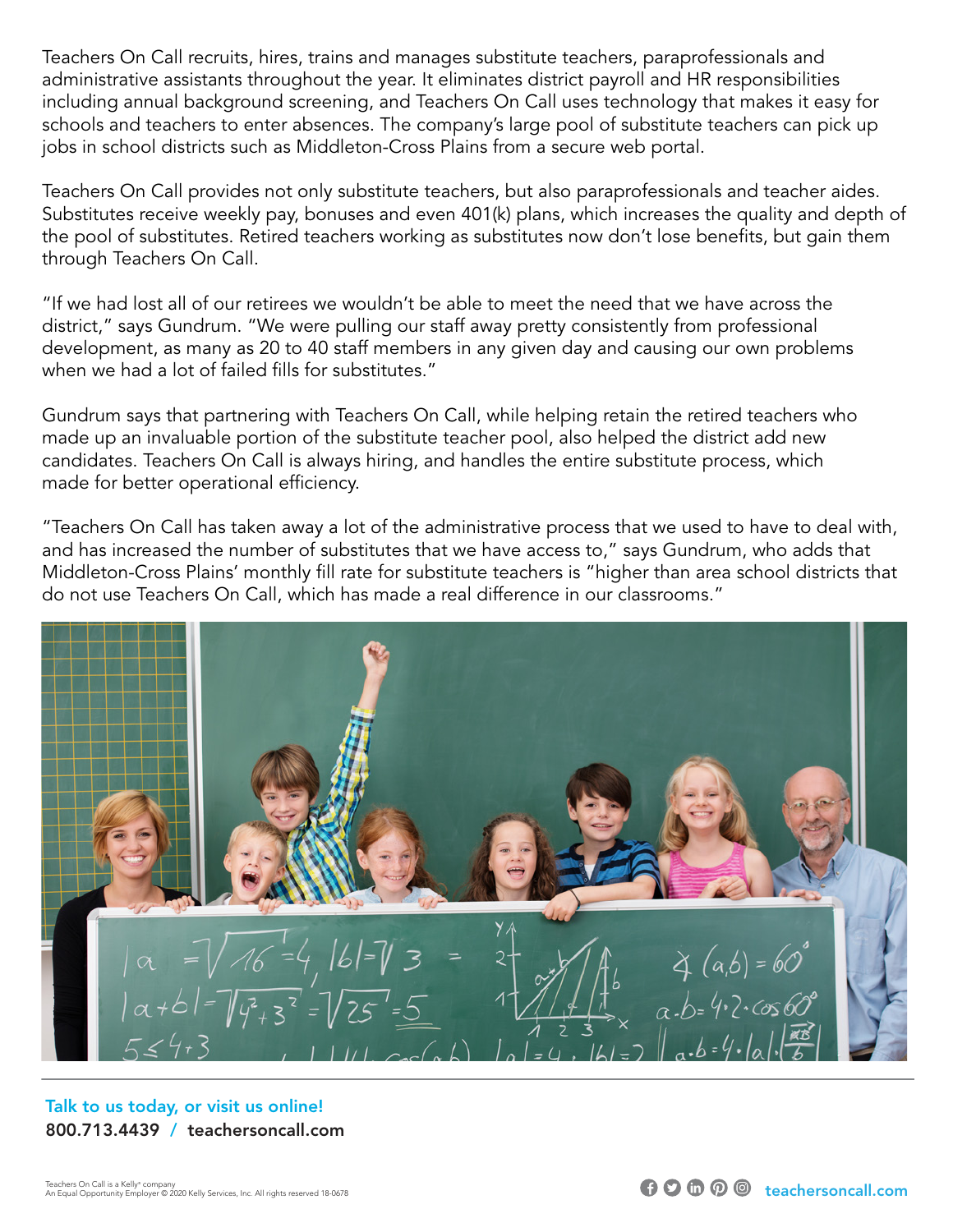Teachers On Call recruits, hires, trains and manages substitute teachers, paraprofessionals and administrative assistants throughout the year. It eliminates district payroll and HR responsibilities including annual background screening, and Teachers On Call uses technology that makes it easy for schools and teachers to enter absences. The company's large pool of substitute teachers can pick up jobs in school districts such as Middleton-Cross Plains from a secure web portal.

Teachers On Call provides not only substitute teachers, but also paraprofessionals and teacher aides. Substitutes receive weekly pay, bonuses and even 401(k) plans, which increases the quality and depth of the pool of substitutes. Retired teachers working as substitutes now don't lose benefits, but gain them through Teachers On Call.

"If we had lost all of our retirees we wouldn't be able to meet the need that we have across the district," says Gundrum. "We were pulling our staff away pretty consistently from professional development, as many as 20 to 40 staff members in any given day and causing our own problems when we had a lot of failed fills for substitutes."

Gundrum says that partnering with Teachers On Call, while helping retain the retired teachers who made up an invaluable portion of the substitute teacher pool, also helped the district add new candidates. Teachers On Call is always hiring, and handles the entire substitute process, which made for better operational efficiency.

"Teachers On Call has taken away a lot of the administrative process that we used to have to deal with, and has increased the number of substitutes that we have access to," says Gundrum, who adds that Middleton-Cross Plains' monthly fill rate for substitute teachers is "higher than area school districts that do not use Teachers On Call, which has made a real difference in our classrooms."

**Talk to us today, or visit us online!**
**800.713.4439 / teacherson call.com**

Teachers On Call is a Kelly® company
An Equal Opportunity Employer © 2020 Kelly Services, Inc. All rights reserved 18-0678

teachersoncall.com